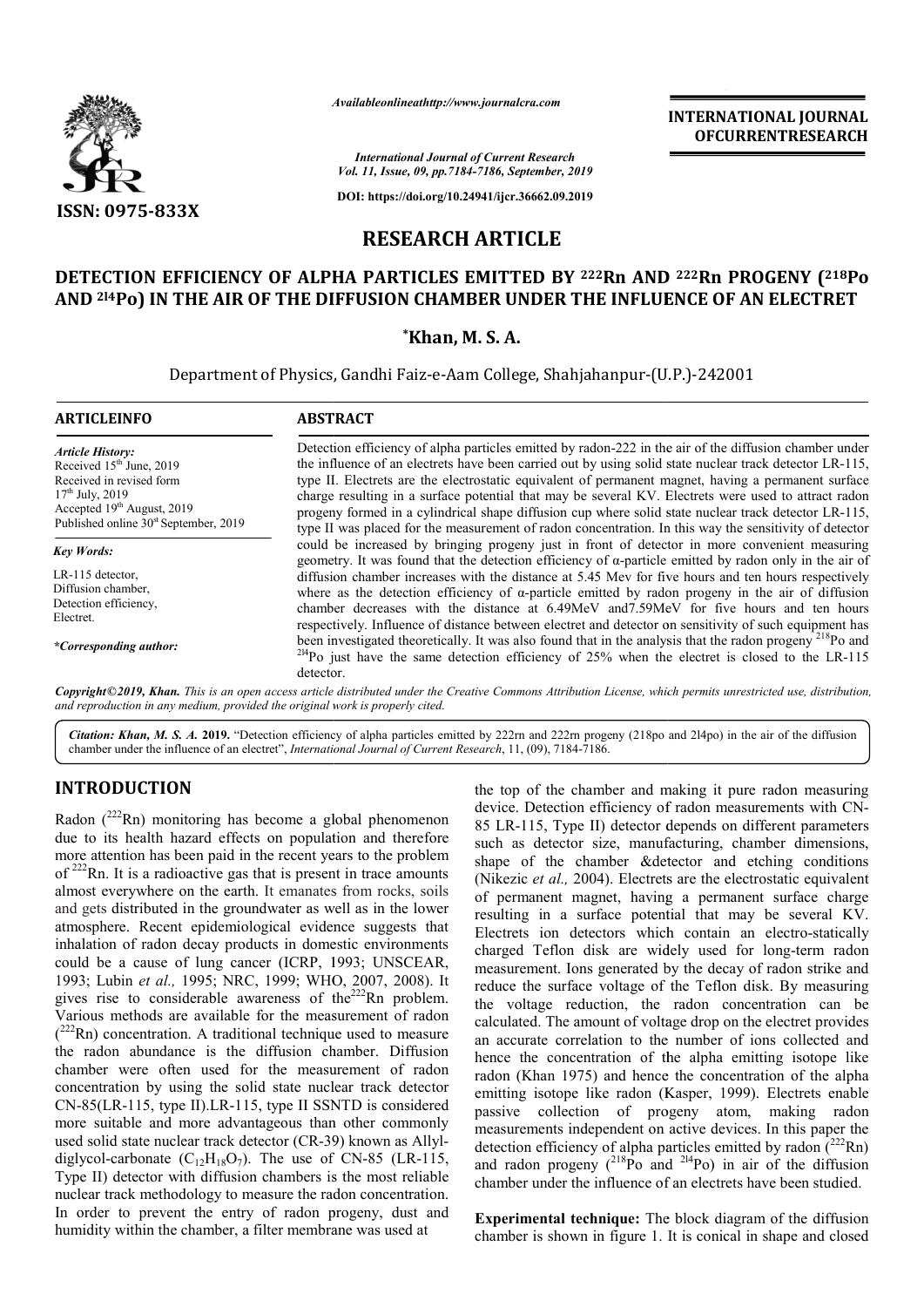*Availableonlineathttp://www.journalcra.com*

*International Journal of Current Research*
*Vol. 11, Issue, 09, pp.7184-7186, September, 2019*

**DOI: https://doi.org/10.24941/ijcr.36662.09.2019**

**INTERNATIONAL JOURNAL OFCURRENTRESEARCH**

**ISSN: 0975-833X**

# RESEARCH ARTICLE

## DETECTION EFFICIENCY OF ALPHA PARTICLES EMITTED BY $^{222}$Rn AND $^{222}$Rn PROGENY ($^{218}$Po AND $^{214}$Po) IN THE AIR OF THE DIFFUSION CHAMBER UNDER THE INFLUENCE OF AN ELECTRET

**\*Khan, M. S. A.**

Department of Physics, Gandhi Faiz-e-Aam College, Shahjahanpur-(U.P.)-242001

**ARTICLEINFO**

*Article History:*
Received 15th June, 2019
Received in revised form
17th July, 2019
Accepted 19th August, 2019
Published online 30st September, 2019

*Key Words:*
LR-115 detector,
Diffusion chamber,
Detection efficiency,
Electret.

*\*Corresponding author:*

**ABSTRACT**

Detection efficiency of alpha particles emitted by radon-222 in the air of the diffusion chamber under the influence of an electrets have been carried out by using solid state nuclear track detector LR-115, type II. Electrets are the electrostatic equivalent of permanent magnet, having a permanent surface charge resulting in a surface potential that may be several KV. Electrets were used to attract radon progeny formed in a cylindrical shape diffusion cup where solid state nuclear track detector LR-115, type II was placed for the measurement of radon concentration. In this way the sensitivity of detector could be increased by bringing progeny just in front of detector in more convenient measuring geometry. It was found that the detection efficiency of α-particle emitted by radon only in the air of diffusion chamber increases with the distance at 5.45 Mev for five hours and ten hours respectively where as the detection efficiency of α-particle emitted by radon progeny in the air of diffusion chamber decreases with the distance at 6.49MeV and7.59MeV for five hours and ten hours respectively. Influence of distance between electret and detector on sensitivity of such equipment has been investigated theoretically. It was also found that in the analysis that the radon progeny $^{218}$Po and $^{214}$Po just have the same detection efficiency of 25% when the electret is closed to the LR-115 detector.

**Copyright©2019, Khan.** *This is an open access article distributed under the Creative Commons Attribution License, which permits unrestricted use, distribution, and reproduction in any medium, provided the original work is properly cited.*

***Citation: Khan, M. S. A. 2019.*** "Detection efficiency of alpha particles emitted by 222rn and 222rn progeny (218po and 2l4po) in the air of the diffusion chamber under the influence of an electret", *International Journal of Current Research*, 11, (09), 7184-7186.

## INTRODUCTION

Radon ($^{222}$Rn) monitoring has become a global phenomenon due to its health hazard effects on population and therefore more attention has been paid in the recent years to the problem of $^{222}$Rn. It is a radioactive gas that is present in trace amounts almost everywhere on the earth. It emanates from rocks, soils and gets distributed in the groundwater as well as in the lower atmosphere. Recent epidemiological evidence suggests that inhalation of radon decay products in domestic environments could be a cause of lung cancer (ICRP, 1993; UNSCEAR, 1993; Lubin *et al.,* 1995; NRC, 1999; WHO, 2007, 2008). It gives rise to considerable awareness of the$^{222}$Rn problem. Various methods are available for the measurement of radon ($^{222}$Rn) concentration. A traditional technique used to measure the radon abundance is the diffusion chamber. Diffusion chamber were often used for the measurement of radon concentration by using the solid state nuclear track detector CN-85(LR-115, type II).LR-115, type II SSNTD is considered more suitable and more advantageous than other commonly used solid state nuclear track detector (CR-39) known as Allyl-diglycol-carbonate ($C_{12}H_{18}O_7$). The use of CN-85 (LR-115, Type II) detector with diffusion chambers is the most reliable nuclear track methodology to measure the radon concentration. In order to prevent the entry of radon progeny, dust and humidity within the chamber, a filter membrane was used at the top of the chamber and making it pure radon measuring device. Detection efficiency of radon measurements with CN-85 LR-115, Type II) detector depends on different parameters such as detector size, manufacturing, chamber dimensions, shape of the chamber &detector and etching conditions (Nikezic *et al.,* 2004). Electrets are the electrostatic equivalent of permanent magnet, having a permanent surface charge resulting in a surface potential that may be several KV. Electrets ion detectors which contain an electro-statically charged Teflon disk are widely used for long-term radon measurement. Ions generated by the decay of radon strike and reduce the surface voltage of the Teflon disk. By measuring the voltage reduction, the radon concentration can be calculated. The amount of voltage drop on the electret provides an accurate correlation to the number of ions collected and hence the concentration of the alpha emitting isotope like radon (Khan 1975) and hence the concentration of the alpha emitting isotope like radon (Kasper, 1999). Electrets enable passive collection of progeny atom, making radon measurements independent on active devices. In this paper the detection efficiency of alpha particles emitted by radon ($^{222}$Rn) and radon progeny ($^{218}$Po and $^{214}$Po) in air of the diffusion chamber under the influence of an electrets have been studied.

**Experimental technique:** The block diagram of the diffusion chamber is shown in figure 1. It is conical in shape and closed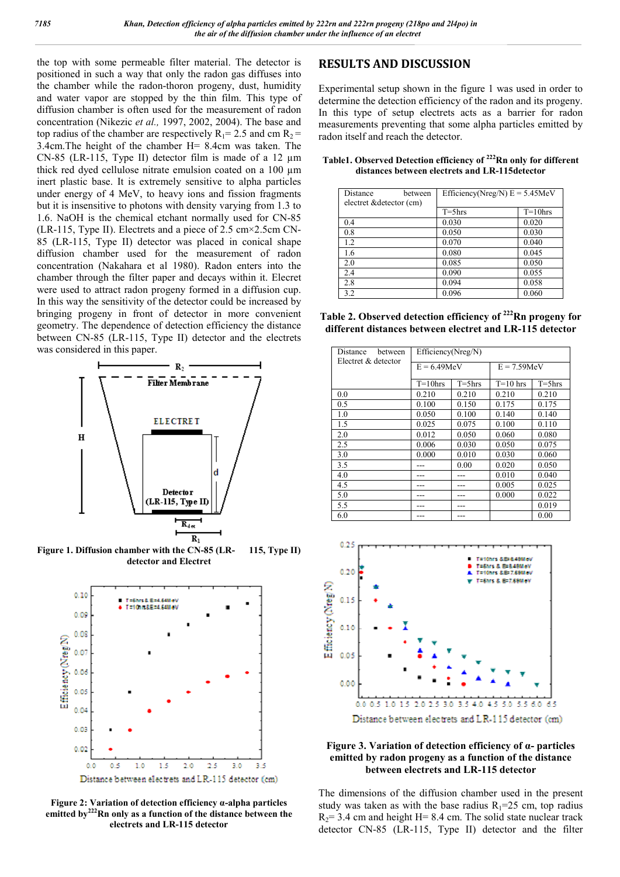the top with some permeable filter material. The detector is positioned in such a way that only the radon gas diffuses into the chamber while the radon-thoron progeny, dust, humidity and water vapor are stopped by the thin film. This type of diffusion chamber is often used for the measurement of radon concentration (Nikezic *et al.,* 1997, 2002, 2004). The base and top radius of the chamber are respectively $R_1$= 2.5 and cm $R_2$ = 3.4cm.The height of the chamber H= 8.4cm was taken. The CN-85 (LR-115, Type II) detector film is made of a 12 µm thick red dyed cellulose nitrate emulsion coated on a 100 µm inert plastic base. It is extremely sensitive to alpha particles under energy of 4 MeV, to heavy ions and fission fragments but it is insensitive to photons with density varying from 1.3 to 1.6. NaOH is the chemical etchant normally used for CN-85 (LR-115, Type II). Electrets and a piece of 2.5 cm×2.5cm CN-85 (LR-115, Type II) detector was placed in conical shape diffusion chamber used for the measurement of radon concentration (Nakahara et al 1980). Radon enters into the chamber through the filter paper and decays within it. Elecret were used to attract radon progeny formed in a diffusion cup. In this way the sensitivity of the detector could be increased by bringing progeny in front of detector in more convenient geometry. The dependence of detection efficiency the distance between CN-85 (LR-115, Type II) detector and the electrets was considered in this paper.

**Figure 1. Diffusion chamber with the CN-85 (LR-115, Type II) detector and Electret**

**Figure 2: Variation of detection efficiency α-alpha particles emitted by $^{222}$Rn only as a function of the distance between the electrets and LR-115 detector**

## RESULTS AND DISCUSSION

Experimental setup shown in the figure 1 was used in order to determine the detection efficiency of the radon and its progeny. In this type of setup electrets acts as a barrier for radon measurements preventing that some alpha particles emitted by radon itself and reach the detector.

**Table1. Observed Detection efficiency of $^{222}$Rn only for different distances between electrets and LR-115detector**

| Distance between electret &detector (cm) | Efficiency(Nreg/N) E = 5.45MeV | |
|---|---|---|
| | T=5hrs | T=10hrs |
| 0.4 | 0.030 | 0.020 |
| 0.8 | 0.050 | 0.030 |
| 1.2 | 0.070 | 0.040 |
| 1.6 | 0.080 | 0.045 |
| 2.0 | 0.085 | 0.050 |
| 2.4 | 0.090 | 0.055 |
| 2.8 | 0.094 | 0.058 |
| 3.2 | 0.096 | 0.060 |

**Table 2. Observed detection efficiency of $^{222}$Rn progeny for different distances between electret and LR-115 detector**

| Distance between Electret & detector | Efficiency(Nreg/N) | | | |
|---|---|---|---|---|
| | E = 6.49MeV | | E = 7.59MeV | |
| | T=10hrs | T=5hrs | T=10 hrs | T=5hrs |
| 0.0 | 0.210 | 0.210 | 0.210 | 0.210 |
| 0.5 | 0.100 | 0.150 | 0.175 | 0.175 |
| 1.0 | 0.050 | 0.100 | 0.140 | 0.140 |
| 1.5 | 0.025 | 0.075 | 0.100 | 0.110 |
| 2.0 | 0.012 | 0.050 | 0.060 | 0.080 |
| 2.5 | 0.006 | 0.030 | 0.050 | 0.075 |
| 3.0 | 0.000 | 0.010 | 0.030 | 0.060 |
| 3.5 | --- | 0.00 | 0.020 | 0.050 |
| 4.0 | --- | --- | 0.010 | 0.040 |
| 4.5 | --- | --- | 0.005 | 0.025 |
| 5.0 | --- | --- | 0.000 | 0.022 |
| 5.5 | --- | --- | --- | 0.019 |
| 6.0 | --- | --- | | 0.00 |

**Figure 3. Variation of detection efficiency of α- particles emitted by radon progeny as a function of the distance between electrets and LR-115 detector**

The dimensions of the diffusion chamber used in the present study was taken as with the base radius $R_1$=25 cm, top radius $R_2$= 3.4 cm and height H= 8.4 cm. The solid state nuclear track detector CN-85 (LR-115, Type II) detector and the filter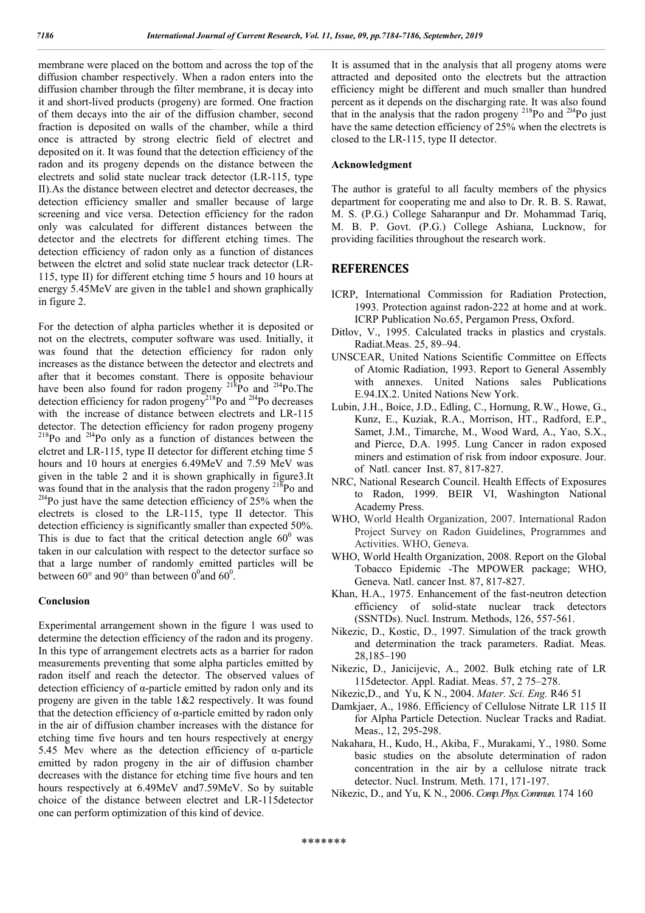membrane were placed on the bottom and across the top of the diffusion chamber respectively. When a radon enters into the diffusion chamber through the filter membrane, it is decay into it and short-lived products (progeny) are formed. One fraction of them decays into the air of the diffusion chamber, second fraction is deposited on walls of the chamber, while a third once is attracted by strong electric field of electret and deposited on it. It was found that the detection efficiency of the radon and its progeny depends on the distance between the electrets and solid state nuclear track detector (LR-115, type II).As the distance between electret and detector decreases, the detection efficiency smaller and smaller because of large screening and vice versa. Detection efficiency for the radon only was calculated for different distances between the detector and the electrets for different etching times. The detection efficiency of radon only as a function of distances between the elctret and solid state nuclear track detector (LR-115, type II) for different etching time 5 hours and 10 hours at energy 5.45MeV are given in the table1 and shown graphically in figure 2.

For the detection of alpha particles whether it is deposited or not on the electrets, computer software was used. Initially, it was found that the detection efficiency for radon only increases as the distance between the detector and electrets and after that it becomes constant. There is opposite behaviour have been also found for radon progeny $^{218}$Po and $^{214}$Po.The detection efficiency for radon progeny$^{218}$Po and $^{214}$Po decreases with the increase of distance between electrets and LR-115 detector. The detection efficiency for radon progeny progeny $^{218}$Po and $^{214}$Po only as a function of distances between the elctret and LR-115, type II detector for different etching time 5 hours and 10 hours at energies 6.49MeV and 7.59 MeV was given in the table 2 and it is shown graphically in figure3.It was found that in the analysis that the radon progeny $^{218}$Po and $^{214}$Po just have the same detection efficiency of 25% when the electrets is closed to the LR-115, type II detector. This detection efficiency is significantly smaller than expected 50%. This is due to fact that the critical detection angle $60^0$ was taken in our calculation with respect to the detector surface so that a large number of randomly emitted particles will be between 60° and 90° than between $0^0$and $60^0$.

### Conclusion

Experimental arrangement shown in the figure 1 was used to determine the detection efficiency of the radon and its progeny. In this type of arrangement electrets acts as a barrier for radon measurements preventing that some alpha particles emitted by radon itself and reach the detector. The observed values of detection efficiency of α-particle emitted by radon only and its progeny are given in the table 1&2 respectively. It was found that the detection efficiency of α-particle emitted by radon only in the air of diffusion chamber increases with the distance for etching time five hours and ten hours respectively at energy 5.45 Mev where as the detection efficiency of α-particle emitted by radon progeny in the air of diffusion chamber decreases with the distance for etching time five hours and ten hours respectively at 6.49MeV and7.59MeV. So by suitable choice of the distance between electret and LR-115detector one can perform optimization of this kind of device.

It is assumed that in the analysis that all progeny atoms were attracted and deposited onto the electrets but the attraction efficiency might be different and much smaller than hundred percent as it depends on the discharging rate. It was also found that in the analysis that the radon progeny $^{218}$Po and $^{214}$Po just have the same detection efficiency of 25% when the electrets is closed to the LR-115, type II detector.

### Acknowledgment

The author is grateful to all faculty members of the physics department for cooperating me and also to Dr. R. B. S. Rawat, M. S. (P.G.) College Saharanpur and Dr. Mohammad Tariq, M. B. P. Govt. (P.G.) College Ashiana, Lucknow, for providing facilities throughout the research work.

## REFERENCES

ICRP, International Commission for Radiation Protection, 1993. Protection against radon-222 at home and at work. ICRP Publication No.65, Pergamon Press, Oxford.

Ditlov, V., 1995. Calculated tracks in plastics and crystals. Radiat.Meas. 25, 89–94.

UNSCEAR, United Nations Scientific Committee on Effects of Atomic Radiation, 1993. Report to General Assembly with annexes. United Nations sales Publications E.94.IX.2. United Nations New York.

Lubin, J.H., Boice, J.D., Edling, C., Hornung, R.W., Howe, G., Kunz, E., Kuziak, R.A., Morrison, HT., Radford, E.P., Samet, J.M., Timarche, M., Wood Ward, A., Yao, S.X., and Pierce, D.A. 1995. Lung Cancer in radon exposed miners and estimation of risk from indoor exposure. Jour. of Natl. cancer Inst. 87, 817-827.

NRC, National Research Council. Health Effects of Exposures to Radon, 1999. BEIR VI, Washington National Academy Press.

WHO, World Health Organization, 2007. International Radon Project Survey on Radon Guidelines, Programmes and Activities. WHO, Geneva.

WHO, World Health Organization, 2008. Report on the Global Tobacco Epidemic -The MPOWER package; WHO, Geneva. Natl. cancer Inst. 87, 817-827.

Khan, H.A., 1975. Enhancement of the fast-neutron detection efficiency of solid-state nuclear track detectors (SSNTDs). Nucl. Instrum. Methods, 126, 557-561.

Nikezic, D., Kostic, D., 1997. Simulation of the track growth and determination the track parameters. Radiat. Meas. 28,185–190

Nikezic, D., Janicijevic, A., 2002. Bulk etching rate of LR 115detector. Appl. Radiat. Meas. 57, 2 75–278.

Nikezic,D., and Yu, K N., 2004. *Mater. Sci. Eng.* R46 51

Damkjaer, A., 1986. Efficiency of Cellulose Nitrate LR 115 II for Alpha Particle Detection. Nuclear Tracks and Radiat. Meas., 12, 295-298.

Nakahara, H., Kudo, H., Akiba, F., Murakami, Y., 1980. Some basic studies on the absolute determination of radon concentration in the air by a cellulose nitrate track detector. Nucl. Instrum. Meth. 171, 171-197.

Nikezic, D., and Yu, K N., 2006. *Comp. Phys. Commun.* 174 160

\*\*\*\*\*\*\*